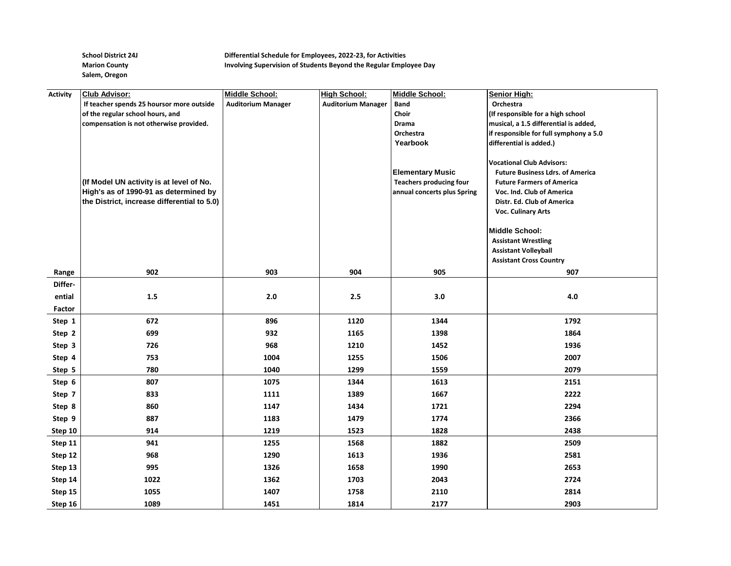School District 24J
Marion County
Salem, Oregon

**Differential Schedule for Employees, 2022-23, for Activities Involving Supervision of Students Beyond the Regular Employee Day**

| Activity | Club Advisor: If teacher spends 25 hoursor more outside of the regular school hours, and compensation is not otherwise provided. (If Model UN activity is at level of No. High's as of 1990-91 as determined by the District, increase differential to 5.0) | Middle School: Auditorium Manager | High School: Auditorium Manager | Middle School: Band, Choir, Drama, Orchestra, Yearbook; Elementary Music: Teachers producing four annual concerts plus Spring | Senior High: Orchestra (If responsible for a high school musical, a 1.5 differential is added, if responsible for full symphony a 5.0 differential is added.) Vocational Club Advisors: Future Business Ldrs. of America, Future Farmers of America, Voc. Ind. Club of America, Distr. Ed. Club of America, Voc. Culinary Arts; Middle School: Assistant Wrestling, Assistant Volleyball, Assistant Cross Country |
|---|---|---|---|---|---|
| Range | 902 | 903 | 904 | 905 | 907 |
| Differential Factor | 1.5 | 2.0 | 2.5 | 3.0 | 4.0 |
| Step 1 | 672 | 896 | 1120 | 1344 | 1792 |
| Step 2 | 699 | 932 | 1165 | 1398 | 1864 |
| Step 3 | 726 | 968 | 1210 | 1452 | 1936 |
| Step 4 | 753 | 1004 | 1255 | 1506 | 2007 |
| Step 5 | 780 | 1040 | 1299 | 1559 | 2079 |
| Step 6 | 807 | 1075 | 1344 | 1613 | 2151 |
| Step 7 | 833 | 1111 | 1389 | 1667 | 2222 |
| Step 8 | 860 | 1147 | 1434 | 1721 | 2294 |
| Step 9 | 887 | 1183 | 1479 | 1774 | 2366 |
| Step 10 | 914 | 1219 | 1523 | 1828 | 2438 |
| Step 11 | 941 | 1255 | 1568 | 1882 | 2509 |
| Step 12 | 968 | 1290 | 1613 | 1936 | 2581 |
| Step 13 | 995 | 1326 | 1658 | 1990 | 2653 |
| Step 14 | 1022 | 1362 | 1703 | 2043 | 2724 |
| Step 15 | 1055 | 1407 | 1758 | 2110 | 2814 |
| Step 16 | 1089 | 1451 | 1814 | 2177 | 2903 |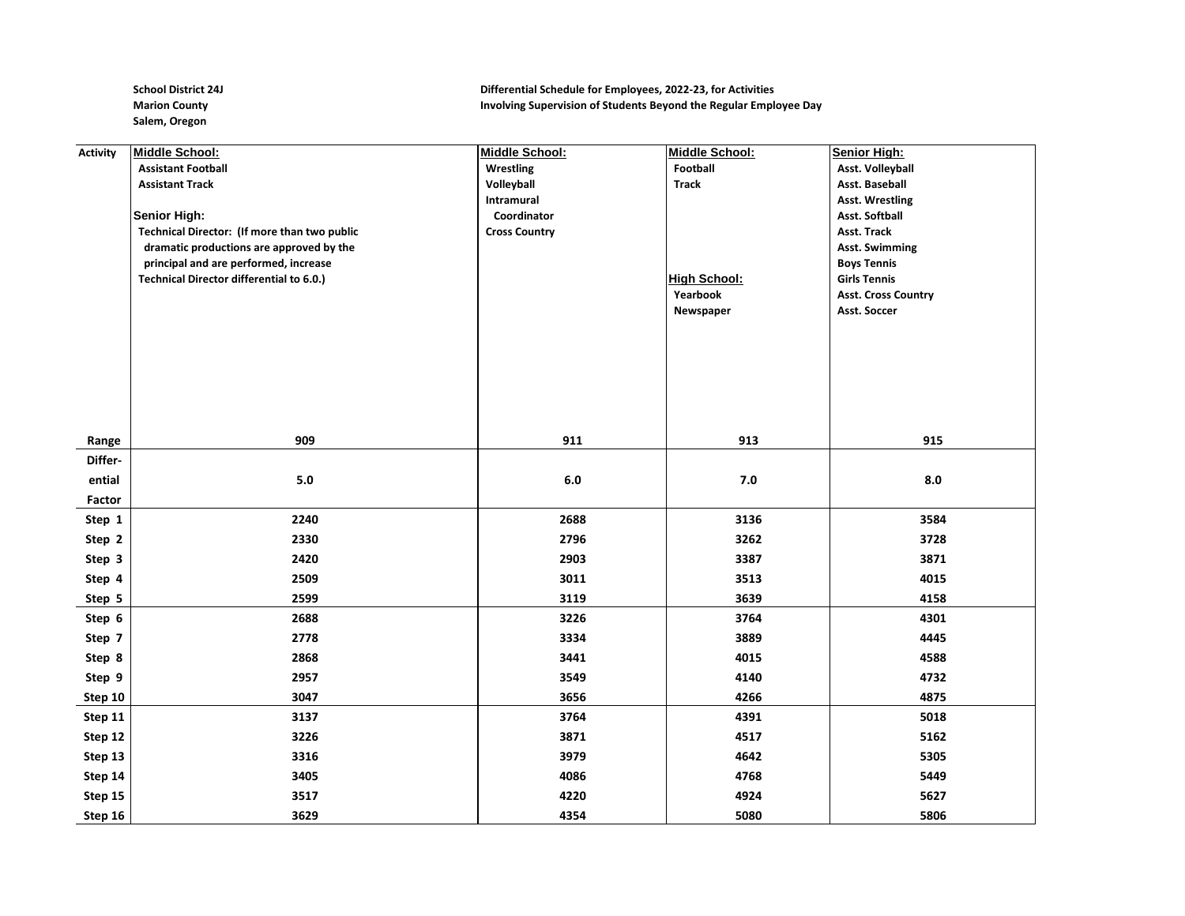**School District 24J**
**Marion County**
**Salem, Oregon**

**Differential Schedule for Employees, 2022-23, for Activities**
**Involving Supervision of Students Beyond the Regular Employee Day**

| Activity | Middle School:<br>Assistant Football<br>Assistant Track<br><br>Senior High:<br>Technical Director: (If more than two public dramatic productions are approved by the principal and are performed, increase Technical Director differential to 6.0.) | Middle School:<br>Wrestling<br>Volleyball<br>Intramural Coordinator<br>Cross Country | Middle School:<br>Football<br>Track<br><br>High School:<br>Yearbook<br>Newspaper | Senior High:<br>Asst. Volleyball<br>Asst. Baseball<br>Asst. Wrestling<br>Asst. Softball<br>Asst. Track<br>Asst. Swimming<br>Boys Tennis<br>Girls Tennis<br>Asst. Cross Country<br>Asst. Soccer |
|---|---|---|---|---|
| **Range** | **909** | **911** | **913** | **915** |
| **Differential Factor** | **5.0** | **6.0** | **7.0** | **8.0** |
| **Step 1** | 2240 | 2688 | 3136 | 3584 |
| **Step 2** | 2330 | 2796 | 3262 | 3728 |
| **Step 3** | 2420 | 2903 | 3387 | 3871 |
| **Step 4** | 2509 | 3011 | 3513 | 4015 |
| **Step 5** | 2599 | 3119 | 3639 | 4158 |
| **Step 6** | 2688 | 3226 | 3764 | 4301 |
| **Step 7** | 2778 | 3334 | 3889 | 4445 |
| **Step 8** | 2868 | 3441 | 4015 | 4588 |
| **Step 9** | 2957 | 3549 | 4140 | 4732 |
| **Step 10** | 3047 | 3656 | 4266 | 4875 |
| **Step 11** | 3137 | 3764 | 4391 | 5018 |
| **Step 12** | 3226 | 3871 | 4517 | 5162 |
| **Step 13** | 3316 | 3979 | 4642 | 5305 |
| **Step 14** | 3405 | 4086 | 4768 | 5449 |
| **Step 15** | 3517 | 4220 | 4924 | 5627 |
| **Step 16** | 3629 | 4354 | 5080 | 5806 |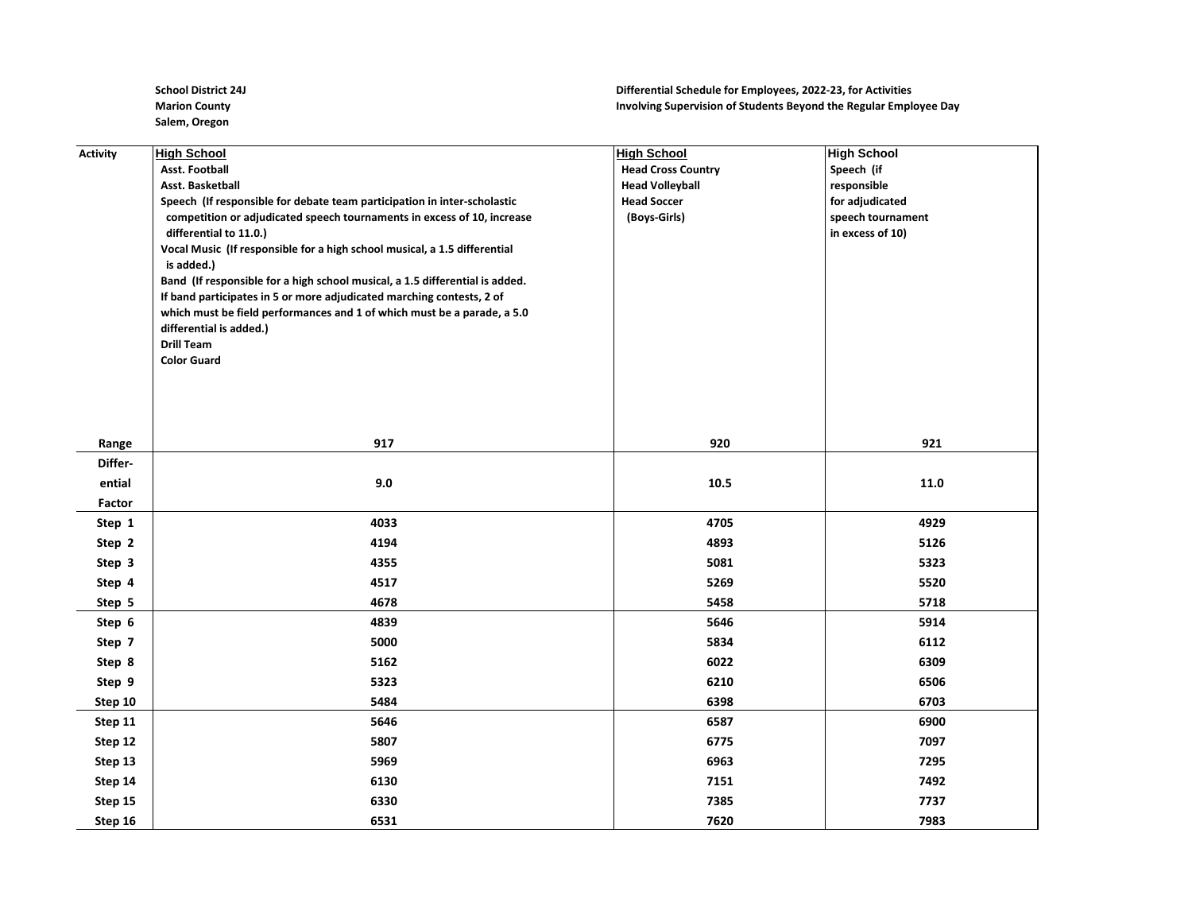School District 24J
Marion County
Salem, Oregon

Differential Schedule for Employees, 2022-23, for Activities
Involving Supervision of Students Beyond the Regular Employee Day

| Activity | **High School**<br>Asst. Football<br>Asst. Basketball<br>Speech (If responsible for debate team participation in inter-scholastic competition or adjudicated speech tournaments in excess of 10, increase differential to 11.0.)<br>Vocal Music (If responsible for a high school musical, a 1.5 differential is added.)<br>Band (If responsible for a high school musical, a 1.5 differential is added. If band participates in 5 or more adjudicated marching contests, 2 of which must be field performances and 1 of which must be a parade, a 5.0 differential is added.)<br>Drill Team<br>Color Guard | **High School**<br>Head Cross Country<br>Head Volleyball<br>Head Soccer<br>(Boys-Girls) | **High School**<br>Speech (if responsible for adjudicated speech tournament in excess of 10) |
|---|---|---|---|
| Range | 917 | 920 | 921 |
| Differential Factor | 9.0 | 10.5 | 11.0 |
| Step 1 | 4033 | 4705 | 4929 |
| Step 2 | 4194 | 4893 | 5126 |
| Step 3 | 4355 | 5081 | 5323 |
| Step 4 | 4517 | 5269 | 5520 |
| Step 5 | 4678 | 5458 | 5718 |
| Step 6 | 4839 | 5646 | 5914 |
| Step 7 | 5000 | 5834 | 6112 |
| Step 8 | 5162 | 6022 | 6309 |
| Step 9 | 5323 | 6210 | 6506 |
| Step 10 | 5484 | 6398 | 6703 |
| Step 11 | 5646 | 6587 | 6900 |
| Step 12 | 5807 | 6775 | 7097 |
| Step 13 | 5969 | 6963 | 7295 |
| Step 14 | 6130 | 7151 | 7492 |
| Step 15 | 6330 | 7385 | 7737 |
| Step 16 | 6531 | 7620 | 7983 |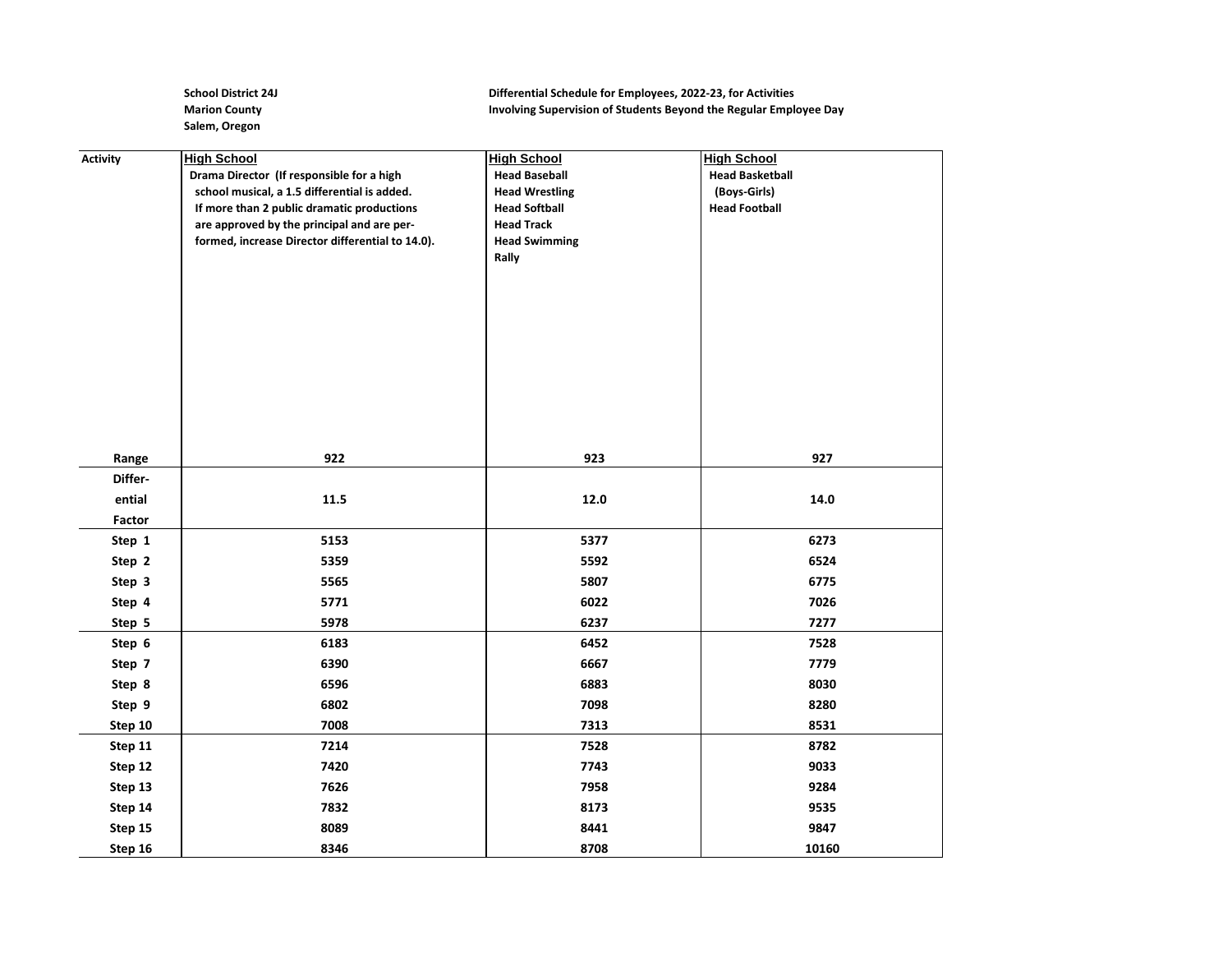**School District 24J**
**Marion County**
**Salem, Oregon**

**Differential Schedule for Employees, 2022-23, for Activities Involving Supervision of Students Beyond the Regular Employee Day**

| Activity | High School<br>Drama Director (If responsible for a high school musical, a 1.5 differential is added. If more than 2 public dramatic productions are approved by the principal and are performed, increase Director differential to 14.0). | High School<br>Head Baseball<br>Head Wrestling<br>Head Softball<br>Head Track<br>Head Swimming<br>Rally | High School<br>Head Basketball (Boys-Girls)<br>Head Football |
|---|---|---|---|
| Range | 922 | 923 | 927 |
| Differential Factor | 11.5 | 12.0 | 14.0 |
| Step 1 | 5153 | 5377 | 6273 |
| Step 2 | 5359 | 5592 | 6524 |
| Step 3 | 5565 | 5807 | 6775 |
| Step 4 | 5771 | 6022 | 7026 |
| Step 5 | 5978 | 6237 | 7277 |
| Step 6 | 6183 | 6452 | 7528 |
| Step 7 | 6390 | 6667 | 7779 |
| Step 8 | 6596 | 6883 | 8030 |
| Step 9 | 6802 | 7098 | 8280 |
| Step 10 | 7008 | 7313 | 8531 |
| Step 11 | 7214 | 7528 | 8782 |
| Step 12 | 7420 | 7743 | 9033 |
| Step 13 | 7626 | 7958 | 9284 |
| Step 14 | 7832 | 8173 | 9535 |
| Step 15 | 8089 | 8441 | 9847 |
| Step 16 | 8346 | 8708 | 10160 |